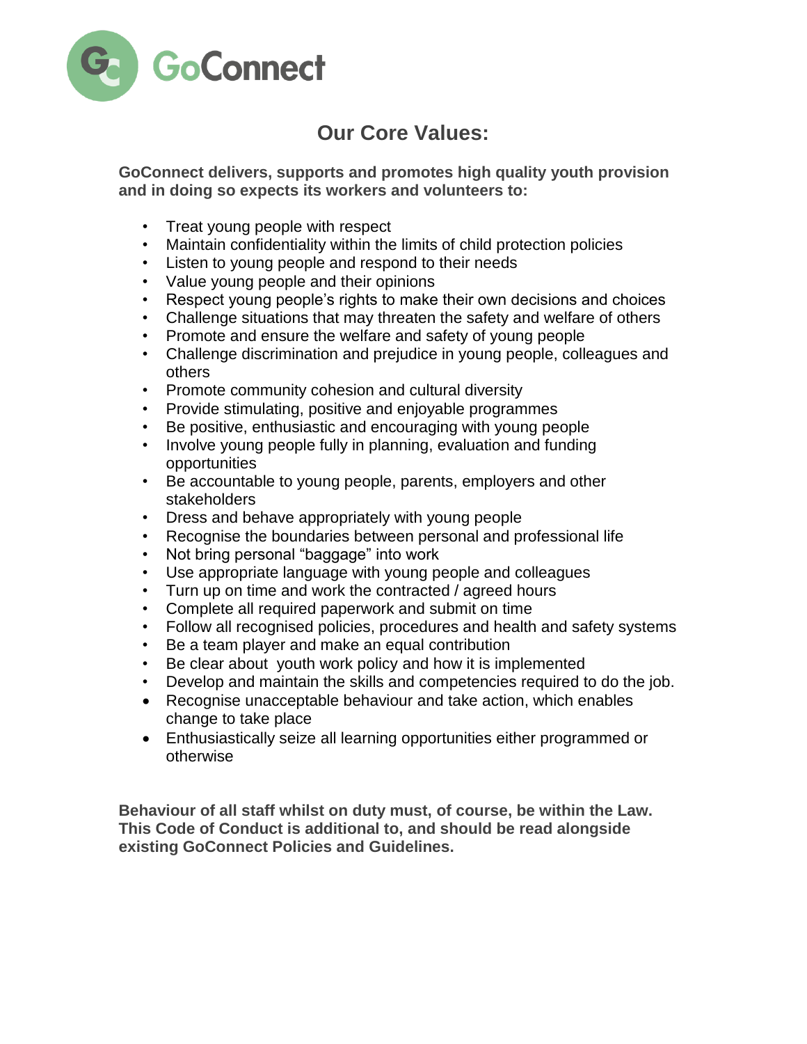GoConnect

# Our Core Values:

**GoConnect delivers, supports and promotes high quality youth provision and in doing so expects its workers and volunteers to:**

- Treat young people with respect
- Maintain confidentiality within the limits of child protection policies
- Listen to young people and respond to their needs
- Value young people and their opinions
- Respect young people's rights to make their own decisions and choices
- Challenge situations that may threaten the safety and welfare of others
- Promote and ensure the welfare and safety of young people
- Challenge discrimination and prejudice in young people, colleagues and others
- Promote community cohesion and cultural diversity
- Provide stimulating, positive and enjoyable programmes
- Be positive, enthusiastic and encouraging with young people
- Involve young people fully in planning, evaluation and funding opportunities
- Be accountable to young people, parents, employers and other stakeholders
- Dress and behave appropriately with young people
- Recognise the boundaries between personal and professional life
- Not bring personal "baggage" into work
- Use appropriate language with young people and colleagues
- Turn up on time and work the contracted / agreed hours
- Complete all required paperwork and submit on time
- Follow all recognised policies, procedures and health and safety systems
- Be a team player and make an equal contribution
- Be clear about youth work policy and how it is implemented
- Develop and maintain the skills and competencies required to do the job.
- Recognise unacceptable behaviour and take action, which enables change to take place
- Enthusiastically seize all learning opportunities either programmed or otherwise

**Behaviour of all staff whilst on duty must, of course, be within the Law. This Code of Conduct is additional to, and should be read alongside existing GoConnect Policies and Guidelines.**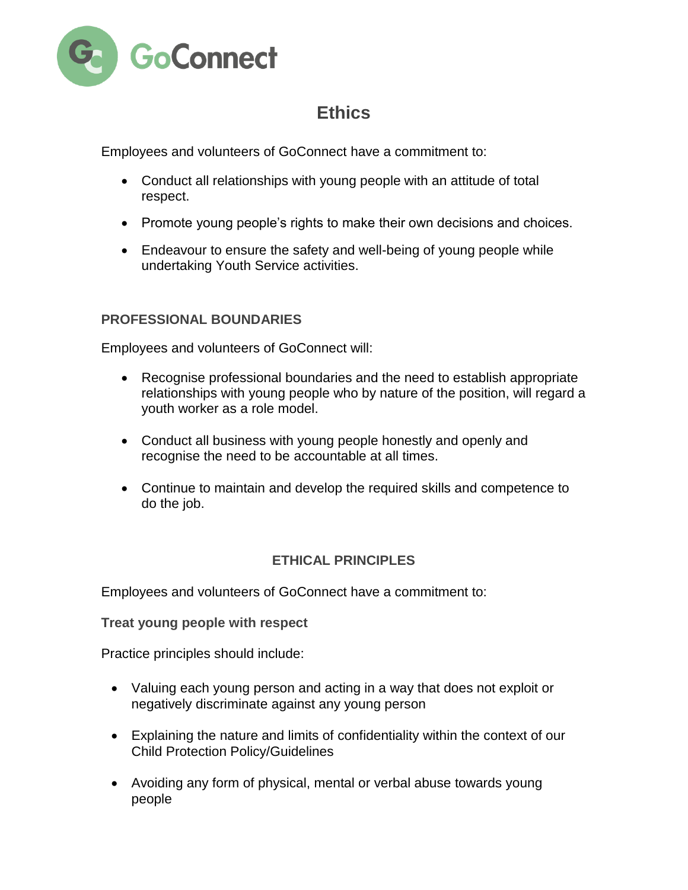# Ethics

Employees and volunteers of GoConnect have a commitment to:

- Conduct all relationships with young people with an attitude of total respect.
- Promote young people's rights to make their own decisions and choices.
- Endeavour to ensure the safety and well-being of young people while undertaking Youth Service activities.

## PROFESSIONAL BOUNDARIES

Employees and volunteers of GoConnect will:

- Recognise professional boundaries and the need to establish appropriate relationships with young people who by nature of the position, will regard a youth worker as a role model.
- Conduct all business with young people honestly and openly and recognise the need to be accountable at all times.
- Continue to maintain and develop the required skills and competence to do the job.

## ETHICAL PRINCIPLES

Employees and volunteers of GoConnect have a commitment to:

### Treat young people with respect

Practice principles should include:

- Valuing each young person and acting in a way that does not exploit or negatively discriminate against any young person
- Explaining the nature and limits of confidentiality within the context of our Child Protection Policy/Guidelines
- Avoiding any form of physical, mental or verbal abuse towards young people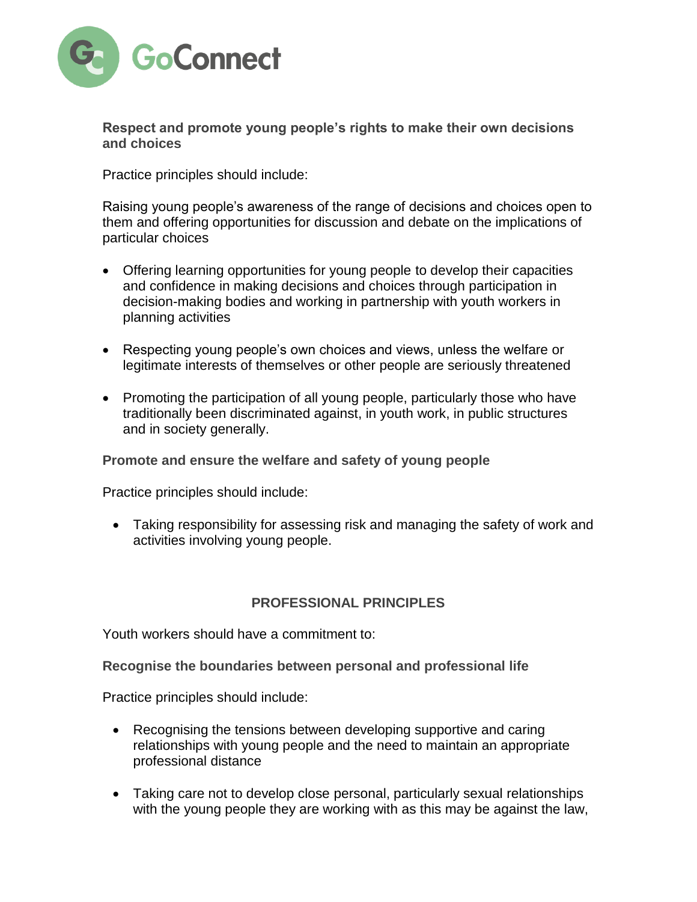**Respect and promote young people's rights to make their own decisions and choices**

Practice principles should include:

Raising young people's awareness of the range of decisions and choices open to them and offering opportunities for discussion and debate on the implications of particular choices

- Offering learning opportunities for young people to develop their capacities and confidence in making decisions and choices through participation in decision-making bodies and working in partnership with youth workers in planning activities
- Respecting young people's own choices and views, unless the welfare or legitimate interests of themselves or other people are seriously threatened
- Promoting the participation of all young people, particularly those who have traditionally been discriminated against, in youth work, in public structures and in society generally.

**Promote and ensure the welfare and safety of young people**

Practice principles should include:

- Taking responsibility for assessing risk and managing the safety of work and activities involving young people.

## PROFESSIONAL PRINCIPLES

Youth workers should have a commitment to:

**Recognise the boundaries between personal and professional life**

Practice principles should include:

- Recognising the tensions between developing supportive and caring relationships with young people and the need to maintain an appropriate professional distance
- Taking care not to develop close personal, particularly sexual relationships with the young people they are working with as this may be against the law,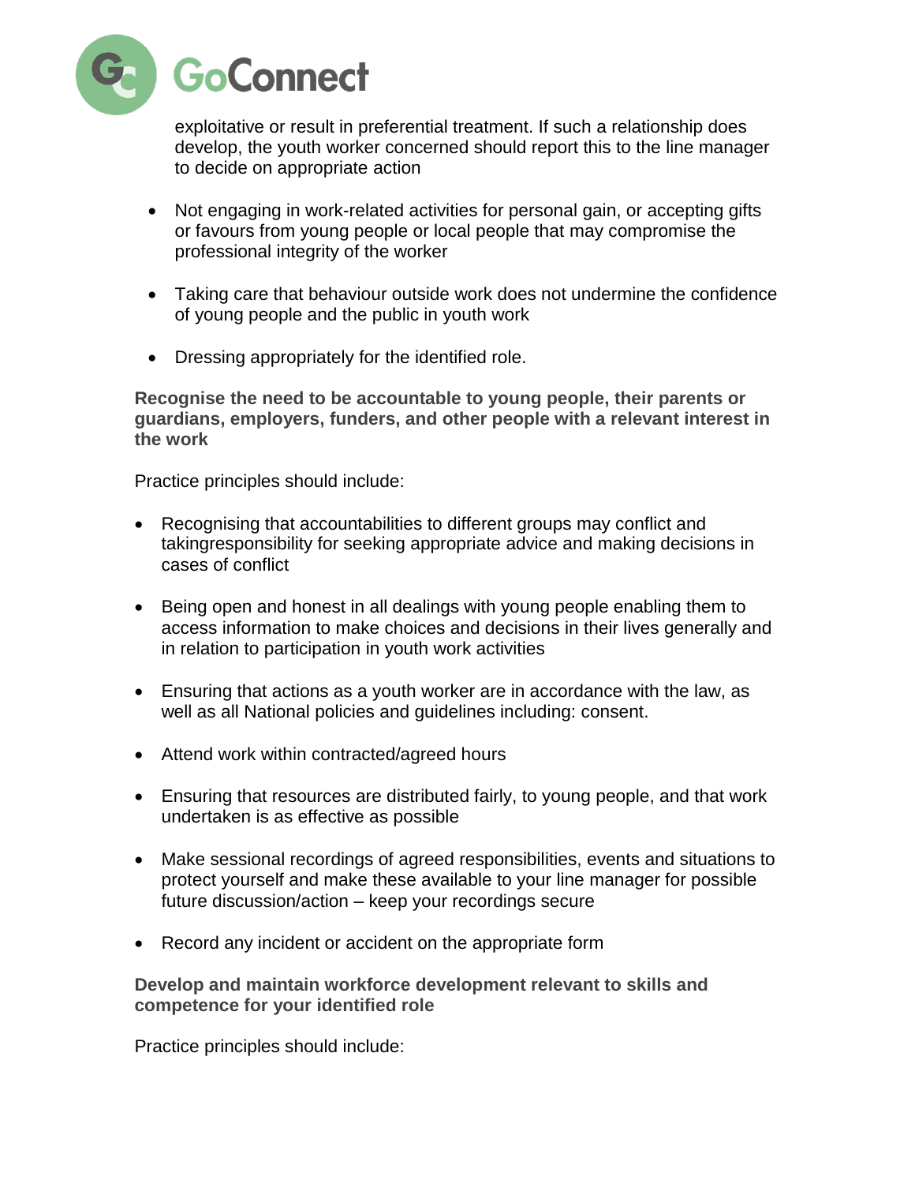exploitative or result in preferential treatment. If such a relationship does develop, the youth worker concerned should report this to the line manager to decide on appropriate action

- Not engaging in work-related activities for personal gain, or accepting gifts or favours from young people or local people that may compromise the professional integrity of the worker

- Taking care that behaviour outside work does not undermine the confidence of young people and the public in youth work

- Dressing appropriately for the identified role.

**Recognise the need to be accountable to young people, their parents or guardians, employers, funders, and other people with a relevant interest in the work**

Practice principles should include:

- Recognising that accountabilities to different groups may conflict and takingresponsibility for seeking appropriate advice and making decisions in cases of conflict

- Being open and honest in all dealings with young people enabling them to access information to make choices and decisions in their lives generally and in relation to participation in youth work activities

- Ensuring that actions as a youth worker are in accordance with the law, as well as all National policies and guidelines including: consent.

- Attend work within contracted/agreed hours

- Ensuring that resources are distributed fairly, to young people, and that work undertaken is as effective as possible

- Make sessional recordings of agreed responsibilities, events and situations to protect yourself and make these available to your line manager for possible future discussion/action – keep your recordings secure

- Record any incident or accident on the appropriate form

**Develop and maintain workforce development relevant to skills and competence for your identified role**

Practice principles should include: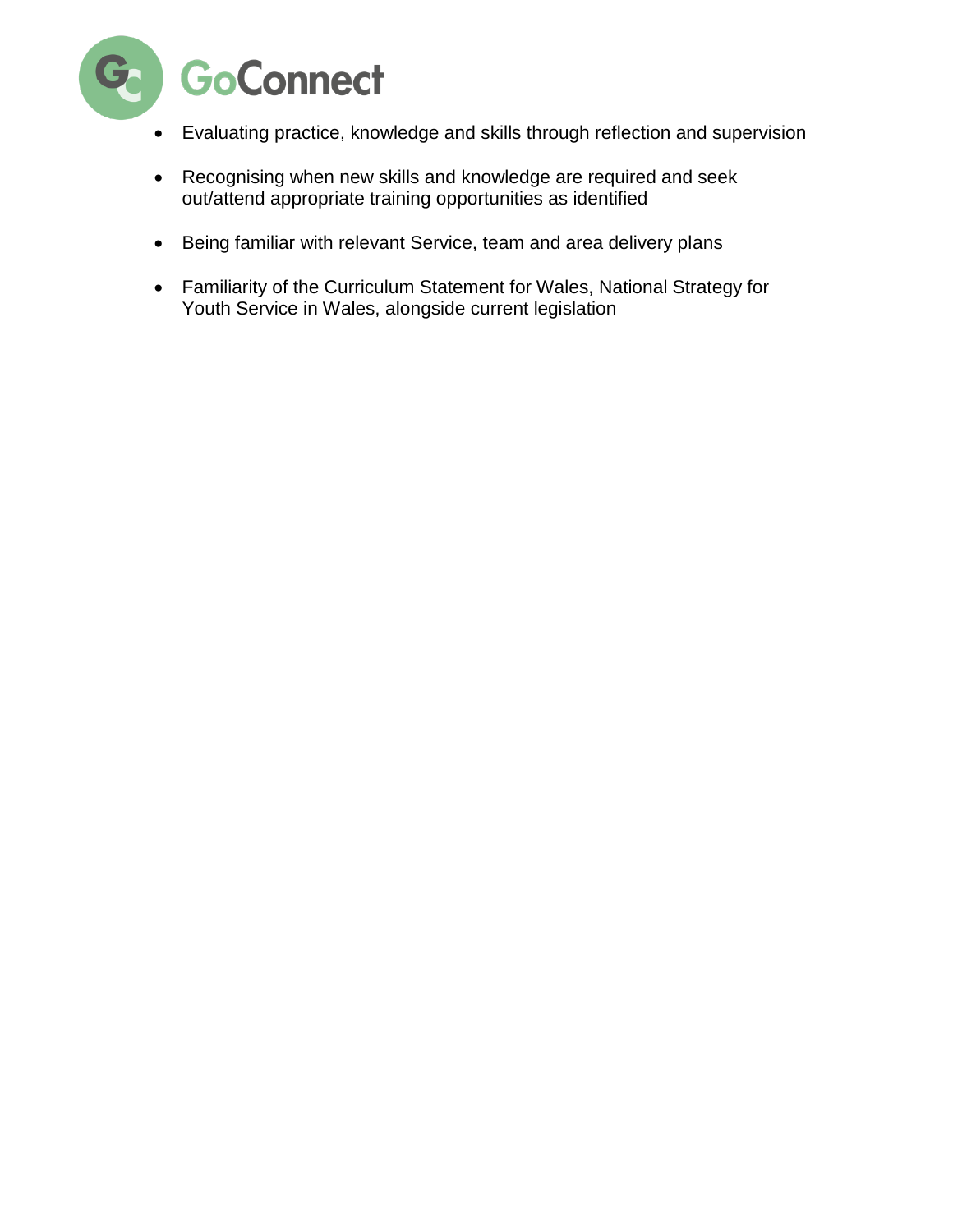- Evaluating practice, knowledge and skills through reflection and supervision
- Recognising when new skills and knowledge are required and seek out/attend appropriate training opportunities as identified
- Being familiar with relevant Service, team and area delivery plans
- Familiarity of the Curriculum Statement for Wales, National Strategy for Youth Service in Wales, alongside current legislation